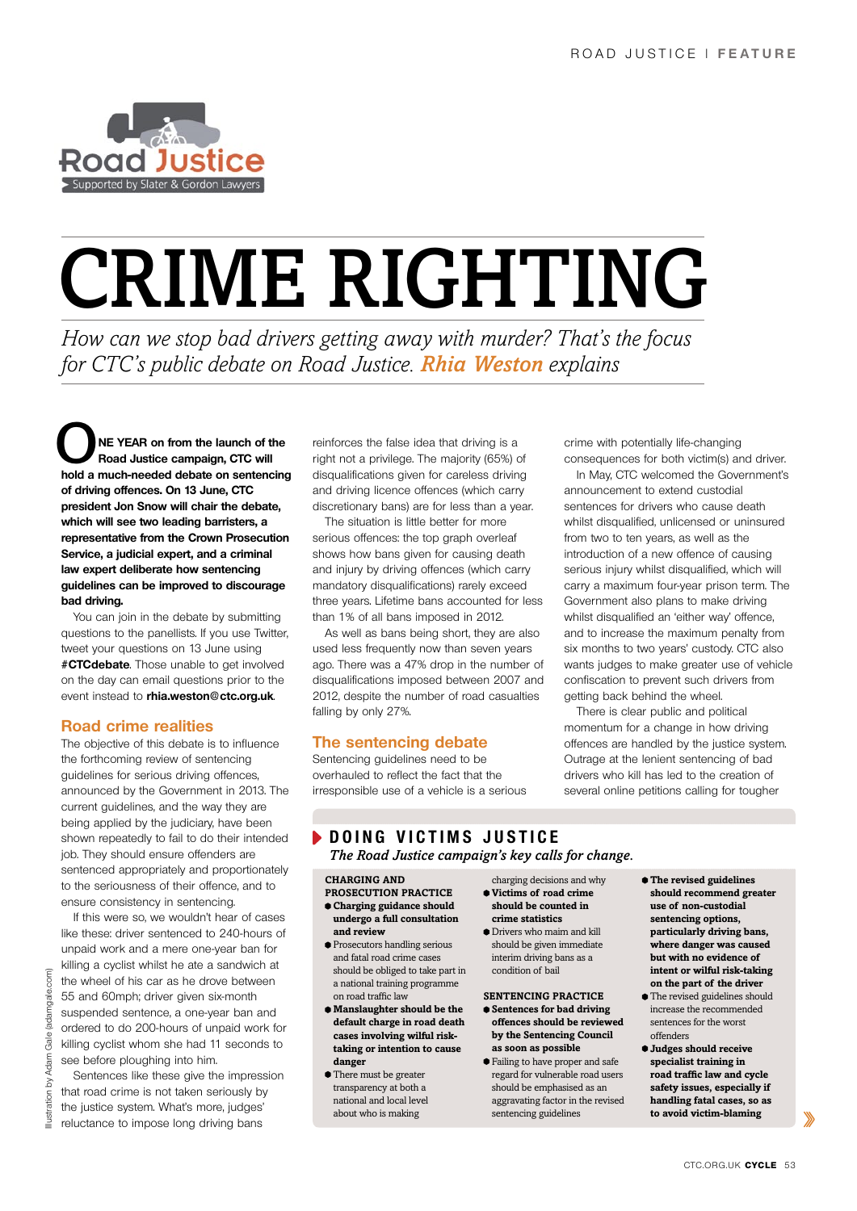Road Justice
Supported by Slater & Gordon Lawyers

# CRIME RIGHTING

*How can we stop bad drivers getting away with murder? That's the focus for CTC's public debate on Road Justice. **Rhia Weston** explains*

**ONE YEAR on from the launch of the Road Justice campaign, CTC will hold a much-needed debate on sentencing of driving offences. On 13 June, CTC president Jon Snow will chair the debate, which will see two leading barristers, a representative from the Crown Prosecution Service, a judicial expert, and a criminal law expert deliberate how sentencing guidelines can be improved to discourage bad driving.**

You can join in the debate by submitting questions to the panellists. If you use Twitter, tweet your questions on 13 June using **#CTCdebate**. Those unable to get involved on the day can email questions prior to the event instead to **rhia.weston@ctc.org.uk**.

## Road crime realities

The objective of this debate is to influence the forthcoming review of sentencing guidelines for serious driving offences, announced by the Government in 2013. The current guidelines, and the way they are being applied by the judiciary, have been shown repeatedly to fail to do their intended job. They should ensure offenders are sentenced appropriately and proportionately to the seriousness of their offence, and to ensure consistency in sentencing.

If this were so, we wouldn't hear of cases like these: driver sentenced to 240-hours of unpaid work and a mere one-year ban for killing a cyclist whilst he ate a sandwich at the wheel of his car as he drove between 55 and 60mph; driver given six-month suspended sentence, a one-year ban and ordered to do 200-hours of unpaid work for killing cyclist whom she had 11 seconds to see before ploughing into him.

Sentences like these give the impression that road crime is not taken seriously by the justice system. What's more, judges' reluctance to impose long driving bans reinforces the false idea that driving is a right not a privilege. The majority (65%) of disqualifications given for careless driving and driving licence offences (which carry discretionary bans) are for less than a year.

The situation is little better for more serious offences: the top graph overleaf shows how bans given for causing death and injury by driving offences (which carry mandatory disqualifications) rarely exceed three years. Lifetime bans accounted for less than 1% of all bans imposed in 2012.

As well as bans being short, they are also used less frequently now than seven years ago. There was a 47% drop in the number of disqualifications imposed between 2007 and 2012, despite the number of road casualties falling by only 27%.

## The sentencing debate

Sentencing guidelines need to be overhauled to reflect the fact that the irresponsible use of a vehicle is a serious crime with potentially life-changing consequences for both victim(s) and driver.

In May, CTC welcomed the Government's announcement to extend custodial sentences for drivers who cause death whilst disqualified, unlicensed or uninsured from two to ten years, as well as the introduction of a new offence of causing serious injury whilst disqualified, which will carry a maximum four-year prison term. The Government also plans to make driving whilst disqualified an 'either way' offence, and to increase the maximum penalty from six months to two years' custody. CTC also wants judges to make greater use of vehicle confiscation to prevent such drivers from getting back behind the wheel.

There is clear public and political momentum for a change in how driving offences are handled by the justice system. Outrage at the lenient sentencing of bad drivers who kill has led to the creation of several online petitions calling for tougher

## DOING VICTIMS JUSTICE

*The Road Justice campaign's key calls for change.*

**CHARGING AND PROSECUTION PRACTICE**

- **Charging guidance should undergo a full consultation and review**
- Prosecutors handling serious and fatal road crime cases should be obliged to take part in a national training programme on road traffic law
- **Manslaughter should be the default charge in road death cases involving wilful risk-taking or intention to cause danger**
- There must be greater transparency at both a national and local level about who is making charging decisions and why
- **Victims of road crime should be counted in crime statistics**
- Drivers who maim and kill should be given immediate interim driving bans as a condition of bail

**SENTENCING PRACTICE**

- **Sentences for bad driving offences should be reviewed by the Sentencing Council as soon as possible**
- Failing to have proper and safe regard for vulnerable road users should be emphasised as an aggravating factor in the revised sentencing guidelines
- **The revised guidelines should recommend greater use of non-custodial sentencing options, particularly driving bans, where danger was caused but with no evidence of intent or wilful risk-taking on the part of the driver**
- The revised guidelines should increase the recommended sentences for the worst offenders
- **Judges should receive specialist training in road traffic law and cycle safety issues, especially if handling fatal cases, so as to avoid victim-blaming**

Illustration by Adam Gale (adamgale.com)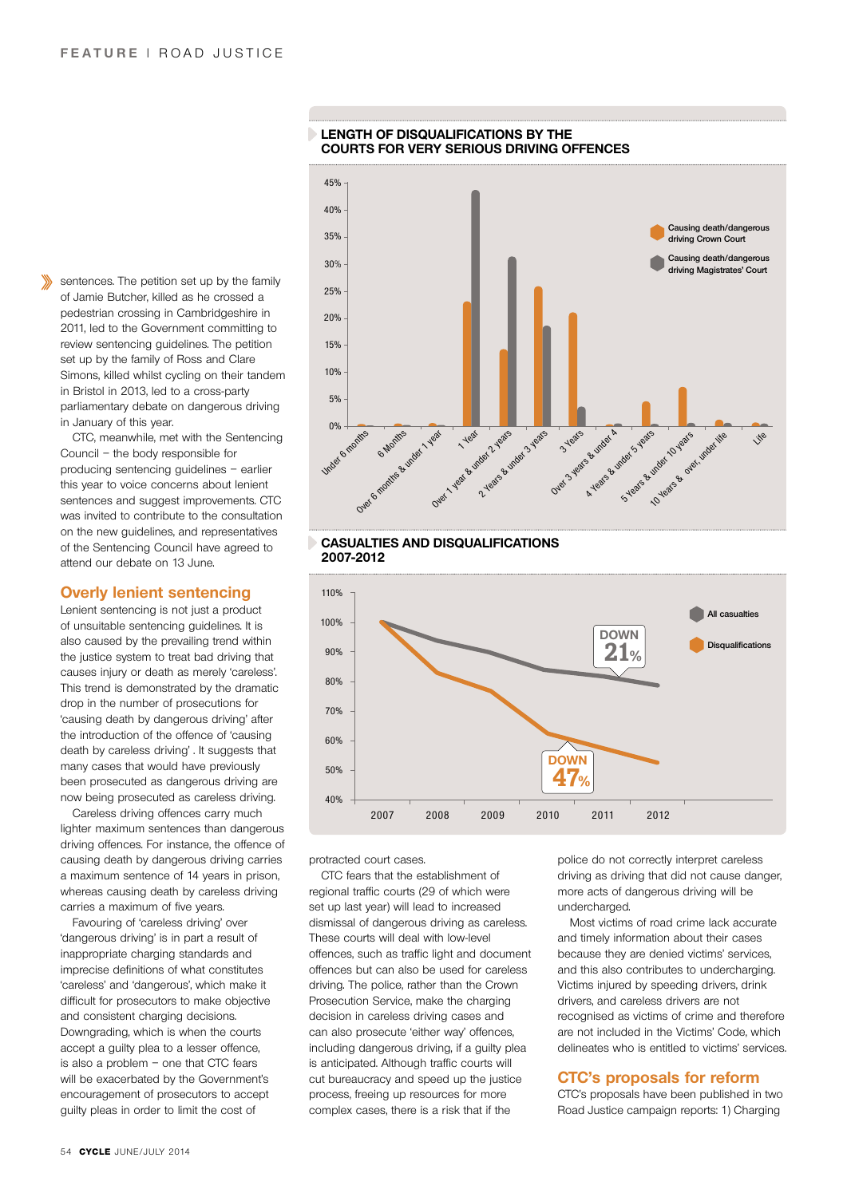sentences. The petition set up by the family of Jamie Butcher, killed as he crossed a pedestrian crossing in Cambridgeshire in 2011, led to the Government committing to review sentencing guidelines. The petition set up by the family of Ross and Clare Simons, killed whilst cycling on their tandem in Bristol in 2013, led to a cross-party parliamentary debate on dangerous driving in January of this year.

CTC, meanwhile, met with the Sentencing Council – the body responsible for producing sentencing guidelines – earlier this year to voice concerns about lenient sentences and suggest improvements. CTC was invited to contribute to the consultation on the new guidelines, and representatives of the Sentencing Council have agreed to attend our debate on 13 June.

## Overly lenient sentencing

Lenient sentencing is not just a product of unsuitable sentencing guidelines. It is also caused by the prevailing trend within the justice system to treat bad driving that causes injury or death as merely 'careless'. This trend is demonstrated by the dramatic drop in the number of prosecutions for 'causing death by dangerous driving' after the introduction of the offence of 'causing death by careless driving'. It suggests that many cases that would have previously been prosecuted as dangerous driving are now being prosecuted as careless driving.

Careless driving offences carry much lighter maximum sentences than dangerous driving offences. For instance, the offence of causing death by dangerous driving carries a maximum sentence of 14 years in prison, whereas causing death by careless driving carries a maximum of five years.

Favouring of 'careless driving' over 'dangerous driving' is in part a result of inappropriate charging standards and imprecise definitions of what constitutes 'careless' and 'dangerous', which make it difficult for prosecutors to make objective and consistent charging decisions. Downgrading, which is when the courts accept a guilty plea to a lesser offence, is also a problem – one that CTC fears will be exacerbated by the Government's encouragement of prosecutors to accept guilty pleas in order to limit the cost of protracted court cases.

CTC fears that the establishment of regional traffic courts (29 of which were set up last year) will lead to increased dismissal of dangerous driving as careless. These courts will deal with low-level offences, such as traffic light and document offences but can also be used for careless driving. The police, rather than the Crown Prosecution Service, make the charging decision in careless driving cases and can also prosecute 'either way' offences, including dangerous driving, if a guilty plea is anticipated. Although traffic courts will cut bureaucracy and speed up the justice process, freeing up resources for more complex cases, there is a risk that if the police do not correctly interpret careless driving as driving that did not cause danger, more acts of dangerous driving will be undercharged.

Most victims of road crime lack accurate and timely information about their cases because they are denied victims' services, and this also contributes to undercharging. Victims injured by speeding drivers, drink drivers, and careless drivers are not recognised as victims of crime and therefore are not included in the Victims' Code, which delineates who is entitled to victims' services.

## CTC's proposals for reform

CTC's proposals have been published in two Road Justice campaign reports: 1) Charging

### LENGTH OF DISQUALIFICATIONS BY THE COURTS FOR VERY SERIOUS DRIVING OFFENCES

Legend: Causing death/dangerous driving Crown Court; Causing death/dangerous driving Magistrates' Court

Categories: Under 6 months; 6 Months; Over 6 months & under 1 year; 1 Year; Over 1 year & under 2 years; 2 Years & under 3 years; 3 Years; Over 3 years & under 4; 4 Years & under 5 years; 5 Years & under 10 years; 10 Years & over, under life; Life

### CASUALTIES AND DISQUALIFICATIONS 2007-2012

Legend: All casualties (DOWN 21%); Disqualifications (DOWN 47%)

Years: 2007, 2008, 2009, 2010, 2011, 2012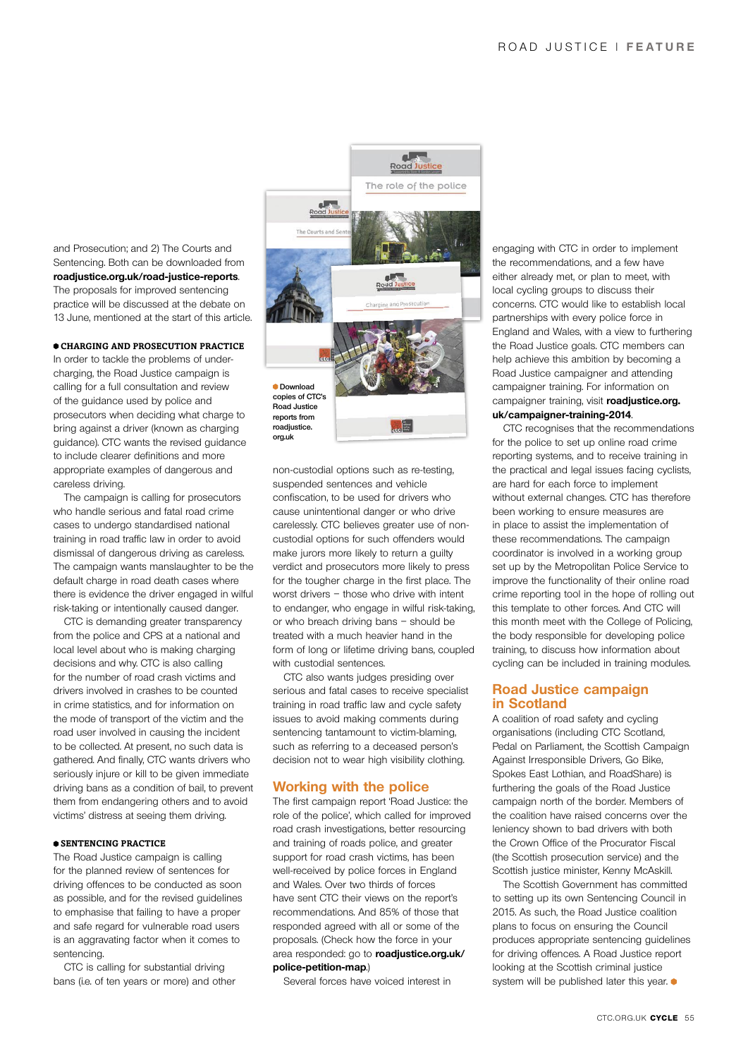and Prosecution; and 2) The Courts and Sentencing. Both can be downloaded from **roadjustice.org.uk/road-justice-reports**. The proposals for improved sentencing practice will be discussed at the debate on 13 June, mentioned at the start of this article.

**CHARGING AND PROSECUTION PRACTICE**

In order to tackle the problems of under-charging, the Road Justice campaign is calling for a full consultation and review of the guidance used by police and prosecutors when deciding what charge to bring against a driver (known as charging guidance). CTC wants the revised guidance to include clearer definitions and more appropriate examples of dangerous and careless driving.

The campaign is calling for prosecutors who handle serious and fatal road crime cases to undergo standardised national training in road traffic law in order to avoid dismissal of dangerous driving as careless. The campaign wants manslaughter to be the default charge in road death cases where there is evidence the driver engaged in wilful risk-taking or intentionally caused danger.

CTC is demanding greater transparency from the police and CPS at a national and local level about who is making charging decisions and why. CTC is also calling for the number of road crash victims and drivers involved in crashes to be counted in crime statistics, and for information on the mode of transport of the victim and the road user involved in causing the incident to be collected. At present, no such data is gathered. And finally, CTC wants drivers who seriously injure or kill to be given immediate driving bans as a condition of bail, to prevent them from endangering others and to avoid victims' distress at seeing them driving.

**SENTENCING PRACTICE**

The Road Justice campaign is calling for the planned review of sentences for driving offences to be conducted as soon as possible, and for the revised guidelines to emphasise that failing to have a proper and safe regard for vulnerable road users is an aggravating factor when it comes to sentencing.

CTC is calling for substantial driving bans (i.e. of ten years or more) and other non-custodial options such as re-testing, suspended sentences and vehicle confiscation, to be used for drivers who cause unintentional danger or who drive carelessly. CTC believes greater use of non-custodial options for such offenders would make jurors more likely to return a guilty verdict and prosecutors more likely to press for the tougher charge in the first place. The worst drivers – those who drive with intent to endanger, who engage in wilful risk-taking, or who breach driving bans – should be treated with a much heavier hand in the form of long or lifetime driving bans, coupled with custodial sentences.

CTC also wants judges presiding over serious and fatal cases to receive specialist training in road traffic law and cycle safety issues to avoid making comments during sentencing tantamount to victim-blaming, such as referring to a deceased person's decision not to wear high visibility clothing.

Download copies of CTC's Road Justice reports from roadjustice.org.uk

## Working with the police

The first campaign report 'Road Justice: the role of the police', which called for improved road crash investigations, better resourcing and training of roads police, and greater support for road crash victims, has been well-received by police forces in England and Wales. Over two thirds of forces have sent CTC their views on the report's recommendations. And 85% of those that responded agreed with all or some of the proposals. (Check how the force in your area responded: go to **roadjustice.org.uk/police-petition-map**.)

Several forces have voiced interest in engaging with CTC in order to implement the recommendations, and a few have either already met, or plan to meet, with local cycling groups to discuss their concerns. CTC would like to establish local partnerships with every police force in England and Wales, with a view to furthering the Road Justice goals. CTC members can help achieve this ambition by becoming a Road Justice campaigner and attending campaigner training. For information on campaigner training, visit **roadjustice.org.uk/campaigner-training-2014**.

CTC recognises that the recommendations for the police to set up online road crime reporting systems, and to receive training in the practical and legal issues facing cyclists, are hard for each force to implement without external changes. CTC has therefore been working to ensure measures are in place to assist the implementation of these recommendations. The campaign coordinator is involved in a working group set up by the Metropolitan Police Service to improve the functionality of their online road crime reporting tool in the hope of rolling out this template to other forces. And CTC will this month meet with the College of Policing, the body responsible for developing police training, to discuss how information about cycling can be included in training modules.

## Road Justice campaign in Scotland

A coalition of road safety and cycling organisations (including CTC Scotland, Pedal on Parliament, the Scottish Campaign Against Irresponsible Drivers, Go Bike, Spokes East Lothian, and RoadShare) is furthering the goals of the Road Justice campaign north of the border. Members of the coalition have raised concerns over the leniency shown to bad drivers with both the Crown Office of the Procurator Fiscal (the Scottish prosecution service) and the Scottish justice minister, Kenny McAskill.

The Scottish Government has committed to setting up its own Sentencing Council in 2015. As such, the Road Justice coalition plans to focus on ensuring the Council produces appropriate sentencing guidelines for driving offences. A Road Justice report looking at the Scottish criminal justice system will be published later this year.